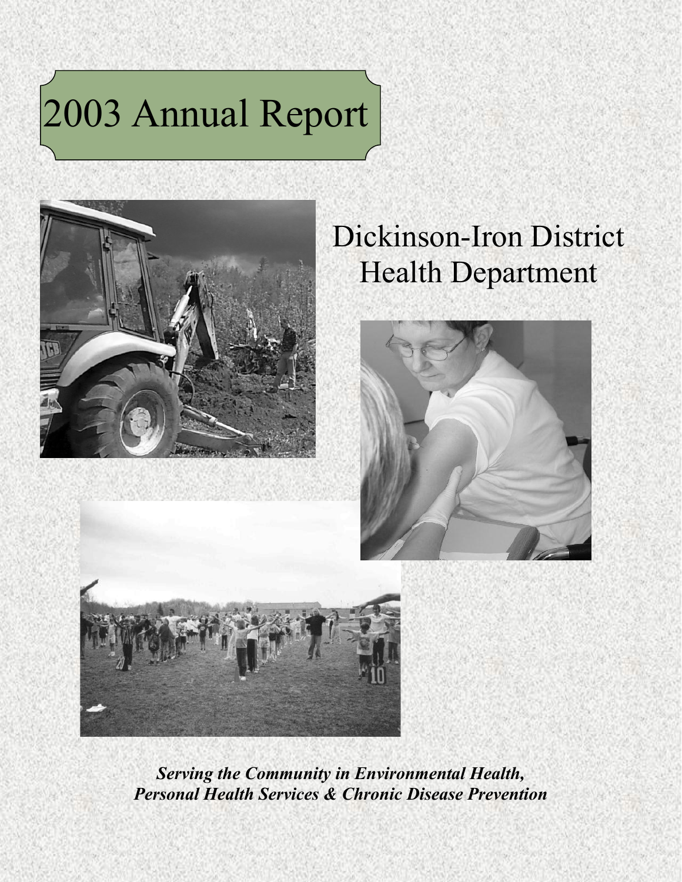# 2003 Annual Report

## Dickinson-Iron District Health Department

***Serving the Community in Environmental Health, Personal Health Services & Chronic Disease Prevention***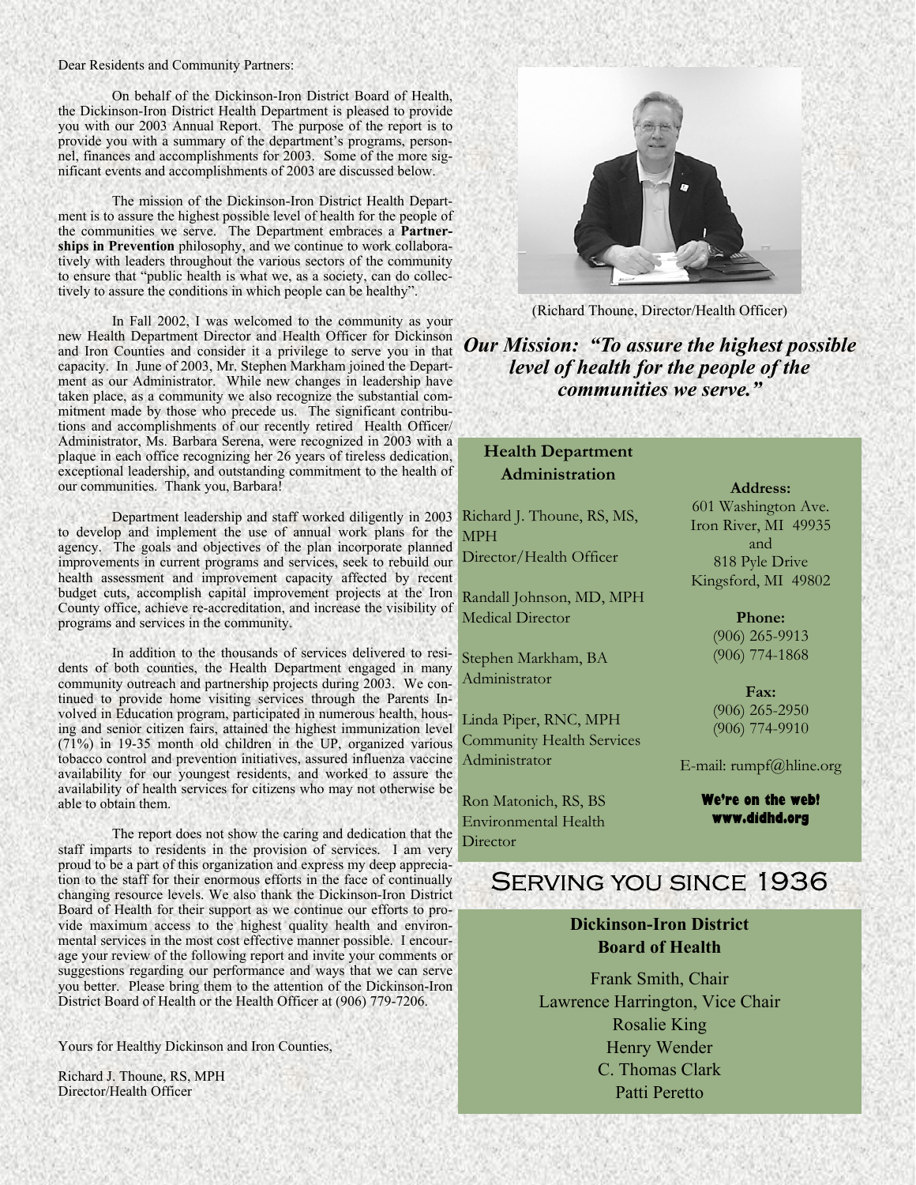Dear Residents and Community Partners:

On behalf of the Dickinson-Iron District Board of Health, the Dickinson-Iron District Health Department is pleased to provide you with our 2003 Annual Report. The purpose of the report is to provide you with a summary of the department's programs, personnel, finances and accomplishments for 2003. Some of the more significant events and accomplishments of 2003 are discussed below.

The mission of the Dickinson-Iron District Health Department is to assure the highest possible level of health for the people of the communities we serve. The Department embraces a **Partnerships in Prevention** philosophy, and we continue to work collaboratively with leaders throughout the various sectors of the community to ensure that "public health is what we, as a society, can do collectively to assure the conditions in which people can be healthy".

In Fall 2002, I was welcomed to the community as your new Health Department Director and Health Officer for Dickinson and Iron Counties and consider it a privilege to serve you in that capacity. In June of 2003, Mr. Stephen Markham joined the Department as our Administrator. While new changes in leadership have taken place, as a community we also recognize the substantial commitment made by those who precede us. The significant contributions and accomplishments of our recently retired Health Officer/Administrator, Ms. Barbara Serena, were recognized in 2003 with a plaque in each office recognizing her 26 years of tireless dedication, exceptional leadership, and outstanding commitment to the health of our communities. Thank you, Barbara!

Department leadership and staff worked diligently in 2003 to develop and implement the use of annual work plans for the agency. The goals and objectives of the plan incorporate planned improvements in current programs and services, seek to rebuild our health assessment and improvement capacity affected by recent budget cuts, accomplish capital improvement projects at the Iron County office, achieve re-accreditation, and increase the visibility of programs and services in the community.

In addition to the thousands of services delivered to residents of both counties, the Health Department engaged in many community outreach and partnership projects during 2003. We continued to provide home visiting services through the Parents Involved in Education program, participated in numerous health, housing and senior citizen fairs, attained the highest immunization level (71%) in 19-35 month old children in the UP, organized various tobacco control and prevention initiatives, assured influenza vaccine availability for our youngest residents, and worked to assure the availability of health services for citizens who may not otherwise be able to obtain them.

The report does not show the caring and dedication that the staff imparts to residents in the provision of services. I am very proud to be a part of this organization and express my deep appreciation to the staff for their enormous efforts in the face of continually changing resource levels. We also thank the Dickinson-Iron District Board of Health for their support as we continue our efforts to provide maximum access to the highest quality health and environmental services in the most cost effective manner possible. I encourage your review of the following report and invite your comments or suggestions regarding our performance and ways that we can serve you better. Please bring them to the attention of the Dickinson-Iron District Board of Health or the Health Officer at (906) 779-7206.

Yours for Healthy Dickinson and Iron Counties,

Richard J. Thoune, RS, MPH
Director/Health Officer

(Richard Thoune, Director/Health Officer)

***Our Mission: "To assure the highest possible level of health for the people of the communities we serve."***

## Health Department Administration

Richard J. Thoune, RS, MS, MPH
Director/Health Officer

Randall Johnson, MD, MPH
Medical Director

Stephen Markham, BA
Administrator

Linda Piper, RNC, MPH
Community Health Services Administrator

Ron Matonich, RS, BS
Environmental Health Director

**Address:**
601 Washington Ave.
Iron River, MI 49935
and
818 Pyle Drive
Kingsford, MI 49802

**Phone:**
(906) 265-9913
(906) 774-1868

**Fax:**
(906) 265-2950
(906) 774-9910

E-mail: rumpf@hline.org

**We're on the web!**
**www.didhd.org**

## Serving you since 1936

## Dickinson-Iron District Board of Health

Frank Smith, Chair
Lawrence Harrington, Vice Chair
Rosalie King
Henry Wender
C. Thomas Clark
Patti Peretto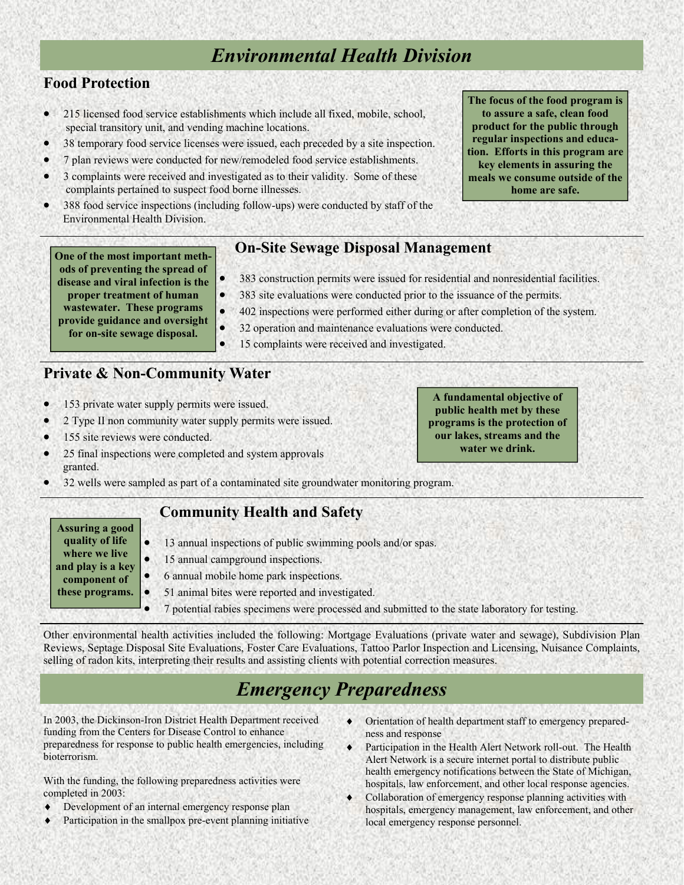# Environmental Health Division

## Food Protection

- 215 licensed food service establishments which include all fixed, mobile, school, special transitory unit, and vending machine locations.
- 38 temporary food service licenses were issued, each preceded by a site inspection.
- 7 plan reviews were conducted for new/remodeled food service establishments.
- 3 complaints were received and investigated as to their validity. Some of these complaints pertained to suspect food borne illnesses.
- 388 food service inspections (including follow-ups) were conducted by staff of the Environmental Health Division.

**The focus of the food program is to assure a safe, clean food product for the public through regular inspections and education. Efforts in this program are key elements in assuring the meals we consume outside of the home are safe.**

## On-Site Sewage Disposal Management

**One of the most important methods of preventing the spread of disease and viral infection is the proper treatment of human wastewater. These programs provide guidance and oversight for on-site sewage disposal.**

- 383 construction permits were issued for residential and nonresidential facilities.
- 383 site evaluations were conducted prior to the issuance of the permits.
- 402 inspections were performed either during or after completion of the system.
- 32 operation and maintenance evaluations were conducted.
- 15 complaints were received and investigated.

## Private & Non-Community Water

- 153 private water supply permits were issued.
- 2 Type II non community water supply permits were issued.
- 155 site reviews were conducted.
- 25 final inspections were completed and system approvals granted.
- 32 wells were sampled as part of a contaminated site groundwater monitoring program.

**A fundamental objective of public health met by these programs is the protection of our lakes, streams and the water we drink.**

## Community Health and Safety

**Assuring a good quality of life where we live and play is a key component of these programs.**

- 13 annual inspections of public swimming pools and/or spas.
- 15 annual campground inspections.
- 6 annual mobile home park inspections.
- 51 animal bites were reported and investigated.
- 7 potential rabies specimens were processed and submitted to the state laboratory for testing.

Other environmental health activities included the following: Mortgage Evaluations (private water and sewage), Subdivision Plan Reviews, Septage Disposal Site Evaluations, Foster Care Evaluations, Tattoo Parlor Inspection and Licensing, Nuisance Complaints, selling of radon kits, interpreting their results and assisting clients with potential correction measures.

# Emergency Preparedness

In 2003, the Dickinson-Iron District Health Department received funding from the Centers for Disease Control to enhance preparedness for response to public health emergencies, including bioterrorism.

With the funding, the following preparedness activities were completed in 2003:

- Development of an internal emergency response plan
- Participation in the smallpox pre-event planning initiative
- Orientation of health department staff to emergency preparedness and response
- Participation in the Health Alert Network roll-out. The Health Alert Network is a secure internet portal to distribute public health emergency notifications between the State of Michigan, hospitals, law enforcement, and other local response agencies.
- Collaboration of emergency response planning activities with hospitals, emergency management, law enforcement, and other local emergency response personnel.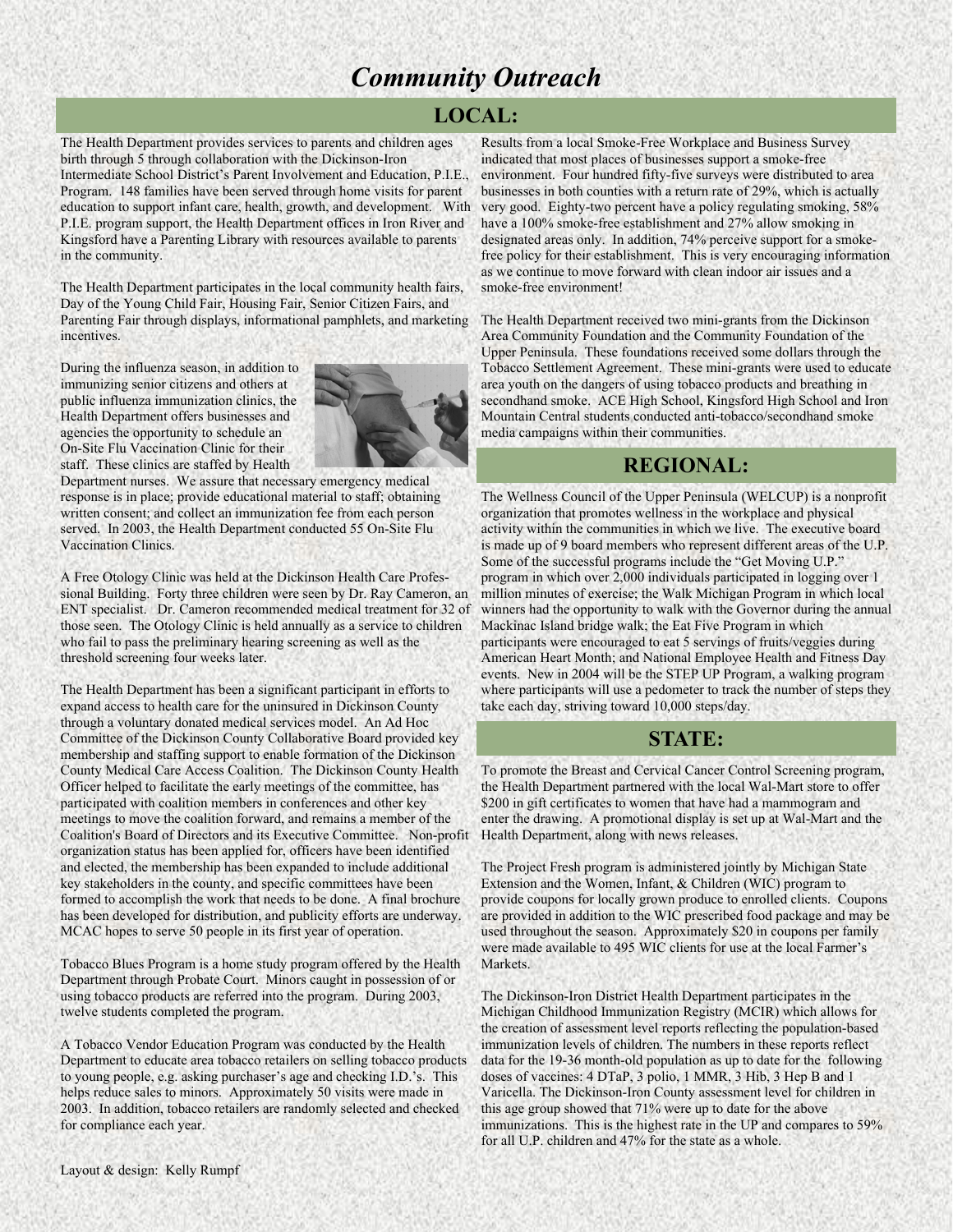# *Community Outreach*

## LOCAL:

The Health Department provides services to parents and children ages birth through 5 through collaboration with the Dickinson-Iron Intermediate School District's Parent Involvement and Education, P.I.E., Program. 148 families have been served through home visits for parent education to support infant care, health, growth, and development. With P.I.E. program support, the Health Department offices in Iron River and Kingsford have a Parenting Library with resources available to parents in the community.

The Health Department participates in the local community health fairs, Day of the Young Child Fair, Housing Fair, Senior Citizen Fairs, and Parenting Fair through displays, informational pamphlets, and marketing incentives.

During the influenza season, in addition to immunizing senior citizens and others at public influenza immunization clinics, the Health Department offers businesses and agencies the opportunity to schedule an On-Site Flu Vaccination Clinic for their staff. These clinics are staffed by Health Department nurses. We assure that necessary emergency medical response is in place; provide educational material to staff; obtaining written consent; and collect an immunization fee from each person served. In 2003, the Health Department conducted 55 On-Site Flu Vaccination Clinics.

A Free Otology Clinic was held at the Dickinson Health Care Professional Building. Forty three children were seen by Dr. Ray Cameron, an ENT specialist. Dr. Cameron recommended medical treatment for 32 of those seen. The Otology Clinic is held annually as a service to children who fail to pass the preliminary hearing screening as well as the threshold screening four weeks later.

The Health Department has been a significant participant in efforts to expand access to health care for the uninsured in Dickinson County through a voluntary donated medical services model. An Ad Hoc Committee of the Dickinson County Collaborative Board provided key membership and staffing support to enable formation of the Dickinson County Medical Care Access Coalition. The Dickinson County Health Officer helped to facilitate the early meetings of the committee, has participated with coalition members in conferences and other key meetings to move the coalition forward, and remains a member of the Coalition's Board of Directors and its Executive Committee. Non-profit organization status has been applied for, officers have been identified and elected, the membership has been expanded to include additional key stakeholders in the county, and specific committees have been formed to accomplish the work that needs to be done. A final brochure has been developed for distribution, and publicity efforts are underway. MCAC hopes to serve 50 people in its first year of operation.

Tobacco Blues Program is a home study program offered by the Health Department through Probate Court. Minors caught in possession of or using tobacco products are referred into the program. During 2003, twelve students completed the program.

A Tobacco Vendor Education Program was conducted by the Health Department to educate area tobacco retailers on selling tobacco products to young people, e.g. asking purchaser's age and checking I.D.'s. This helps reduce sales to minors. Approximately 50 visits were made in 2003. In addition, tobacco retailers are randomly selected and checked for compliance each year.

Results from a local Smoke-Free Workplace and Business Survey indicated that most places of businesses support a smoke-free environment. Four hundred fifty-five surveys were distributed to area businesses in both counties with a return rate of 29%, which is actually very good. Eighty-two percent have a policy regulating smoking, 58% have a 100% smoke-free establishment and 27% allow smoking in designated areas only. In addition, 74% perceive support for a smoke-free policy for their establishment. This is very encouraging information as we continue to move forward with clean indoor air issues and a smoke-free environment!

The Health Department received two mini-grants from the Dickinson Area Community Foundation and the Community Foundation of the Upper Peninsula. These foundations received some dollars through the Tobacco Settlement Agreement. These mini-grants were used to educate area youth on the dangers of using tobacco products and breathing in secondhand smoke. ACE High School, Kingsford High School and Iron Mountain Central students conducted anti-tobacco/secondhand smoke media campaigns within their communities.

## REGIONAL:

The Wellness Council of the Upper Peninsula (WELCUP) is a nonprofit organization that promotes wellness in the workplace and physical activity within the communities in which we live. The executive board is made up of 9 board members who represent different areas of the U.P. Some of the successful programs include the "Get Moving U.P." program in which over 2,000 individuals participated in logging over 1 million minutes of exercise; the Walk Michigan Program in which local winners had the opportunity to walk with the Governor during the annual Mackinac Island bridge walk; the Eat Five Program in which participants were encouraged to eat 5 servings of fruits/veggies during American Heart Month; and National Employee Health and Fitness Day events. New in 2004 will be the STEP UP Program, a walking program where participants will use a pedometer to track the number of steps they take each day, striving toward 10,000 steps/day.

## STATE:

To promote the Breast and Cervical Cancer Control Screening program, the Health Department partnered with the local Wal-Mart store to offer $200 in gift certificates to women that have had a mammogram and enter the drawing. A promotional display is set up at Wal-Mart and the Health Department, along with news releases.

The Project Fresh program is administered jointly by Michigan State Extension and the Women, Infant, & Children (WIC) program to provide coupons for locally grown produce to enrolled clients. Coupons are provided in addition to the WIC prescribed food package and may be used throughout the season. Approximately $20 in coupons per family were made available to 495 WIC clients for use at the local Farmer's Markets.

The Dickinson-Iron District Health Department participates in the Michigan Childhood Immunization Registry (MCIR) which allows for the creation of assessment level reports reflecting the population-based immunization levels of children. The numbers in these reports reflect data for the 19-36 month-old population as up to date for the following doses of vaccines: 4 DTaP, 3 polio, 1 MMR, 3 Hib, 3 Hep B and 1 Varicella. The Dickinson-Iron County assessment level for children in this age group showed that 71% were up to date for the above immunizations. This is the highest rate in the UP and compares to 59% for all U.P. children and 47% for the state as a whole.

Layout & design: Kelly Rumpf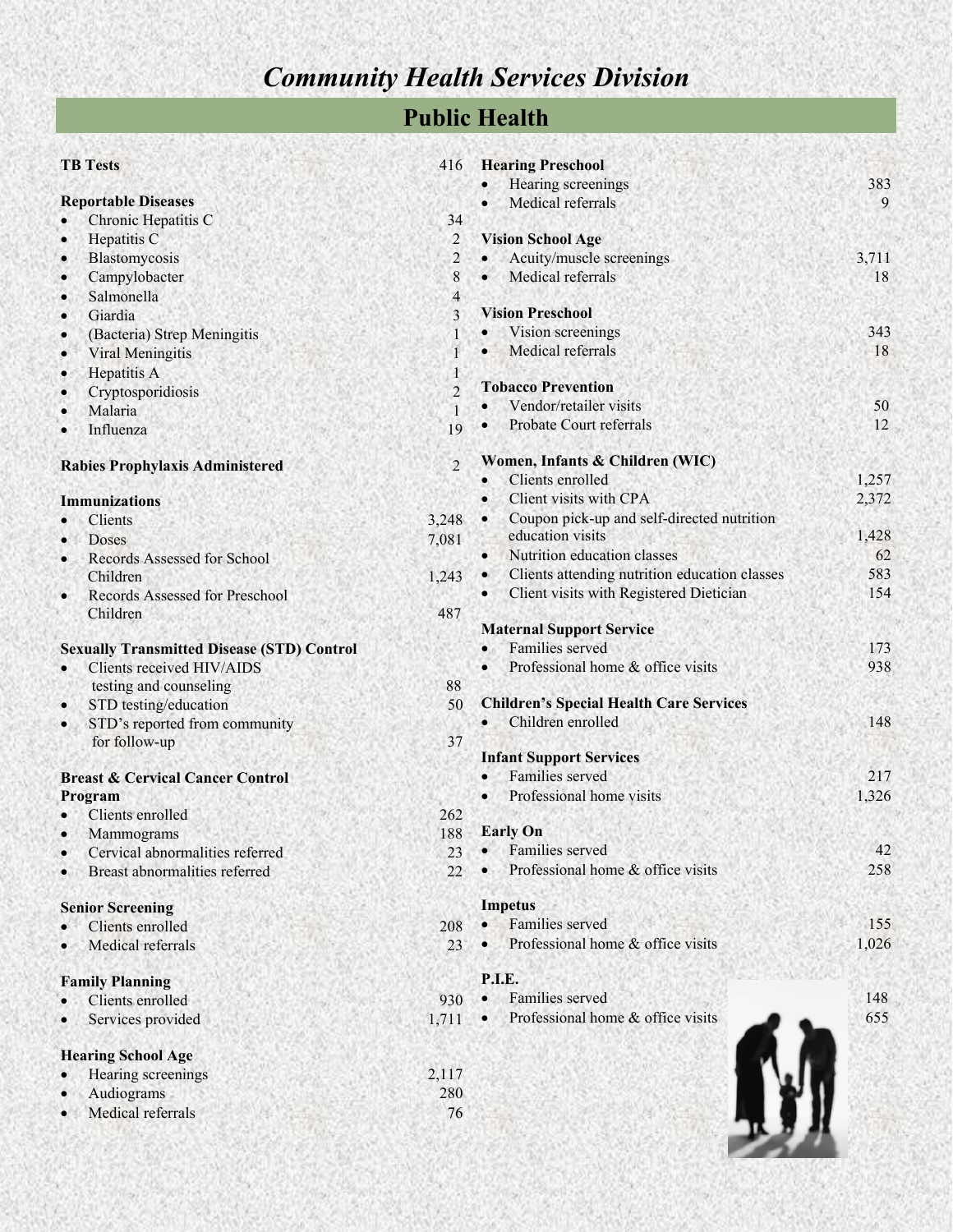# *Community Health Services Division*

## Public Health

**TB Tests** 416

**Reportable Diseases**

- Chronic Hepatitis C 34
- Hepatitis C 2
- Blastomycosis 2
- Campylobacter 8
- Salmonella 4
- Giardia 3
- (Bacteria) Strep Meningitis 1
- Viral Meningitis 1
- Hepatitis A 1
- Cryptosporidiosis 2
- Malaria 1
- Influenza 19

**Rabies Prophylaxis Administered** 2

**Immunizations**

- Clients 3,248
- Doses 7,081
- Records Assessed for School Children 1,243
- Records Assessed for Preschool Children 487

**Sexually Transmitted Disease (STD) Control**

- Clients received HIV/AIDS testing and counseling 88
- STD testing/education 50
- STD's reported from community for follow-up 37

**Breast & Cervical Cancer Control Program**

- Clients enrolled 262
- Mammograms 188
- Cervical abnormalities referred 23
- Breast abnormalities referred 22

**Senior Screening**

- Clients enrolled 208
- Medical referrals 23

**Family Planning**

- Clients enrolled 930
- Services provided 1,711

**Hearing School Age**

- Hearing screenings 2,117
- Audiograms 280
- Medical referrals 76

**Hearing Preschool**

- Hearing screenings 383
- Medical referrals 9

**Vision School Age**

- Acuity/muscle screenings 3,711
- Medical referrals 18

**Vision Preschool**

- Vision screenings 343
- Medical referrals 18

**Tobacco Prevention**

- Vendor/retailer visits 50
- Probate Court referrals 12

**Women, Infants & Children (WIC)**

- Clients enrolled 1,257
- Client visits with CPA 2,372
- Coupon pick-up and self-directed nutrition education visits 1,428
- Nutrition education classes 62
- Clients attending nutrition education classes 583
- Client visits with Registered Dietician 154

**Maternal Support Service**

- Families served 173
- Professional home & office visits 938

**Children's Special Health Care Services**

- Children enrolled 148

**Infant Support Services**

- Families served 217
- Professional home visits 1,326

**Early On**

- Families served 42
- Professional home & office visits 258

**Impetus**

- Families served 155
- Professional home & office visits 1,026

**P.I.E.**

- Families served 148
- Professional home & office visits 655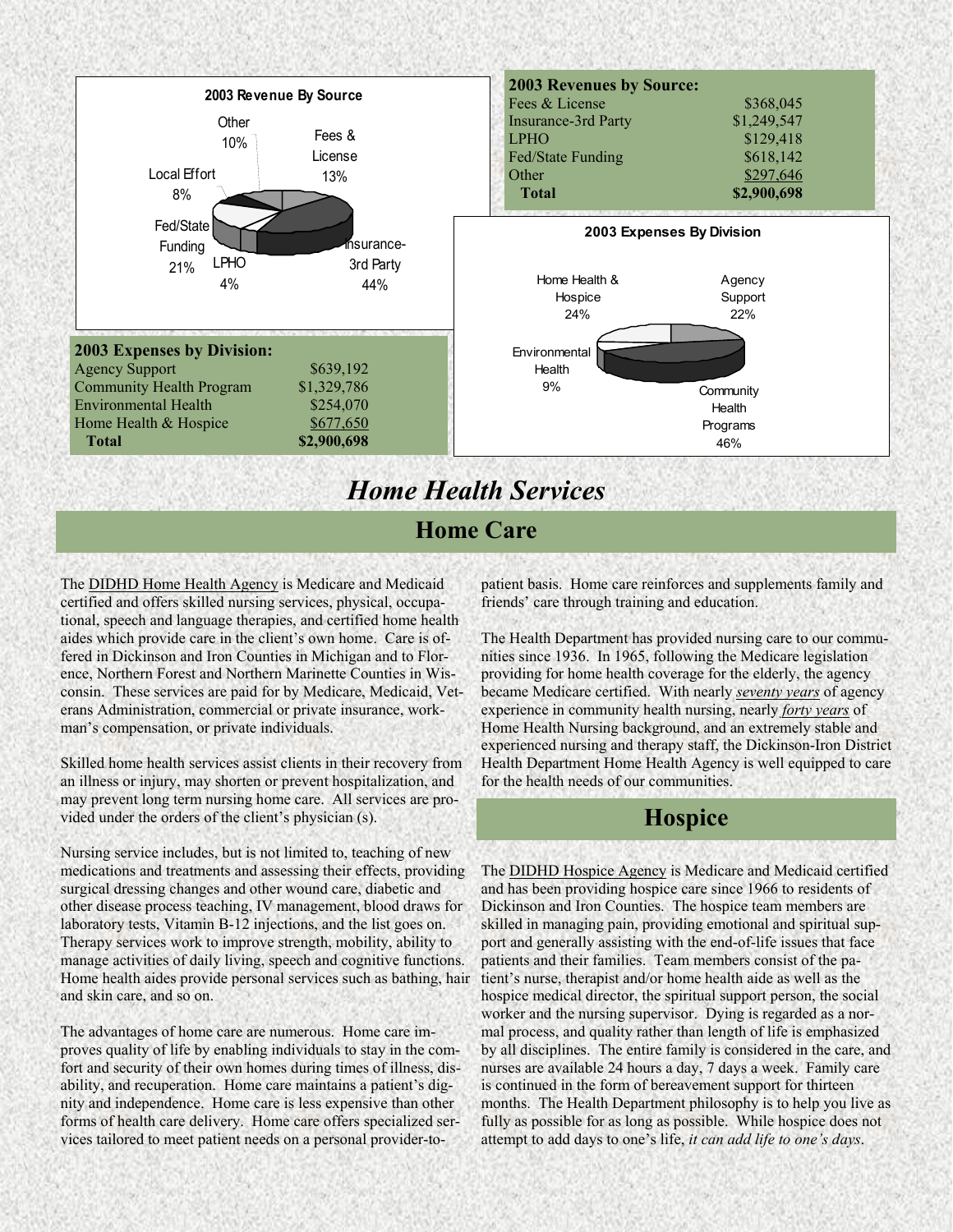**2003 Revenue By Source**

Other 10%
Fees & License 13%
Local Effort 8%
Fed/State Funding 21%
LPHO 4%
Insurance-3rd Party 44%

| **2003 Revenues by Source:** | |
|---|---|
| Fees & License | $368,045 |
| Insurance-3rd Party | $1,249,547 |
| LPHO | $129,418 |
| Fed/State Funding | $618,142 |
| Other | $297,646 |
| **Total** | **$2,900,698** |

**2003 Expenses By Division**

Home Health & Hospice 24%
Agency Support 22%
Environmental Health 9%
Community Health Programs 46%

| **2003 Expenses by Division:** | |
|---|---|
| Agency Support | $639,192 |
| Community Health Program | $1,329,786 |
| Environmental Health | $254,070 |
| Home Health & Hospice | $677,650 |
| **Total** | **$2,900,698** |

# *Home Health Services*

## Home Care

The DIDHD Home Health Agency is Medicare and Medicaid certified and offers skilled nursing services, physical, occupational, speech and language therapies, and certified home health aides which provide care in the client's own home. Care is offered in Dickinson and Iron Counties in Michigan and to Florence, Northern Forest and Northern Marinette Counties in Wisconsin. These services are paid for by Medicare, Medicaid, Veterans Administration, commercial or private insurance, workman's compensation, or private individuals.

Skilled home health services assist clients in their recovery from an illness or injury, may shorten or prevent hospitalization, and may prevent long term nursing home care. All services are provided under the orders of the client's physician (s).

Nursing service includes, but is not limited to, teaching of new medications and treatments and assessing their effects, providing surgical dressing changes and other wound care, diabetic and other disease process teaching, IV management, blood draws for laboratory tests, Vitamin B-12 injections, and the list goes on. Therapy services work to improve strength, mobility, ability to manage activities of daily living, speech and cognitive functions. Home health aides provide personal services such as bathing, hair and skin care, and so on.

The advantages of home care are numerous. Home care improves quality of life by enabling individuals to stay in the comfort and security of their own homes during times of illness, disability, and recuperation. Home care maintains a patient's dignity and independence. Home care is less expensive than other forms of health care delivery. Home care offers specialized services tailored to meet patient needs on a personal provider-to-patient basis. Home care reinforces and supplements family and friends' care through training and education.

The Health Department has provided nursing care to our communities since 1936. In 1965, following the Medicare legislation providing for home health coverage for the elderly, the agency became Medicare certified. With nearly *seventy years* of agency experience in community health nursing, nearly *forty years* of Home Health Nursing background, and an extremely stable and experienced nursing and therapy staff, the Dickinson-Iron District Health Department Home Health Agency is well equipped to care for the health needs of our communities.

## Hospice

The DIDHD Hospice Agency is Medicare and Medicaid certified and has been providing hospice care since 1966 to residents of Dickinson and Iron Counties. The hospice team members are skilled in managing pain, providing emotional and spiritual support and generally assisting with the end-of-life issues that face patients and their families. Team members consist of the patient's nurse, therapist and/or home health aide as well as the hospice medical director, the spiritual support person, the social worker and the nursing supervisor. Dying is regarded as a normal process, and quality rather than length of life is emphasized by all disciplines. The entire family is considered in the care, and nurses are available 24 hours a day, 7 days a week. Family care is continued in the form of bereavement support for thirteen months. The Health Department philosophy is to help you live as fully as possible for as long as possible. While hospice does not attempt to add days to one's life, *it can add life to one's days*.